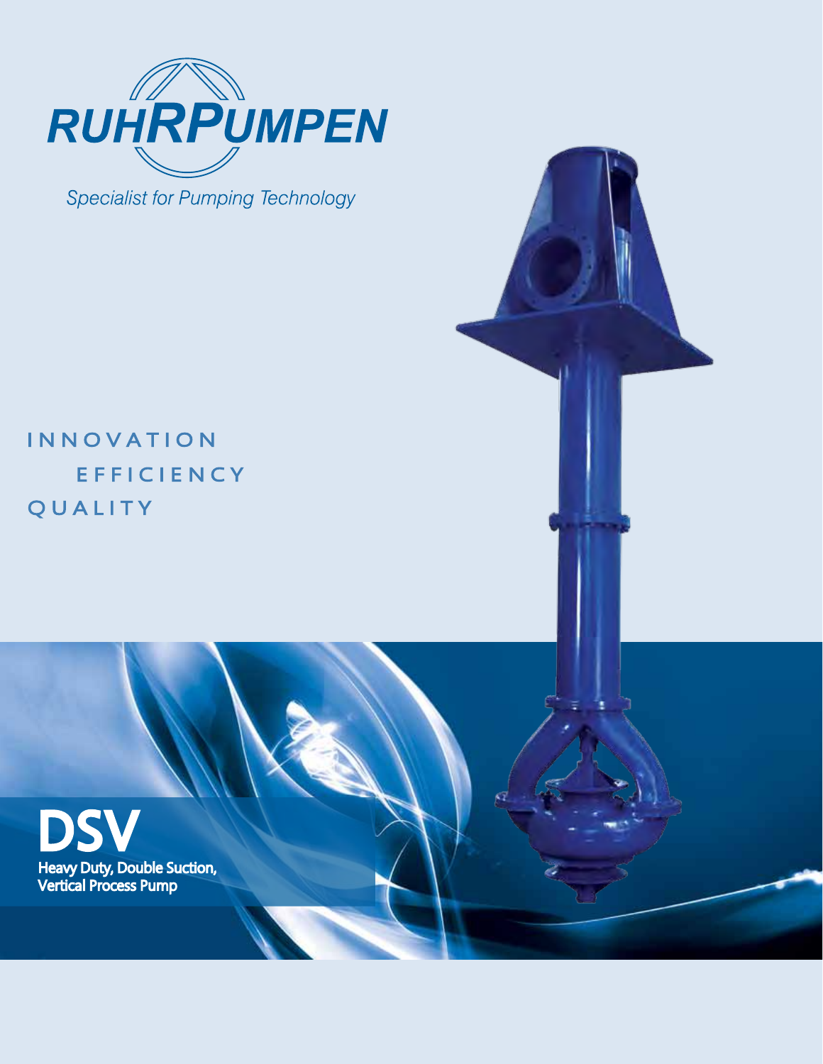RUHRPUMPEN

*Specialist for Pumping Technology*

INNOVATION
EFFICIENCY
QUALITY

# DSV

**Heavy Duty, Double Suction, Vertical Process Pump**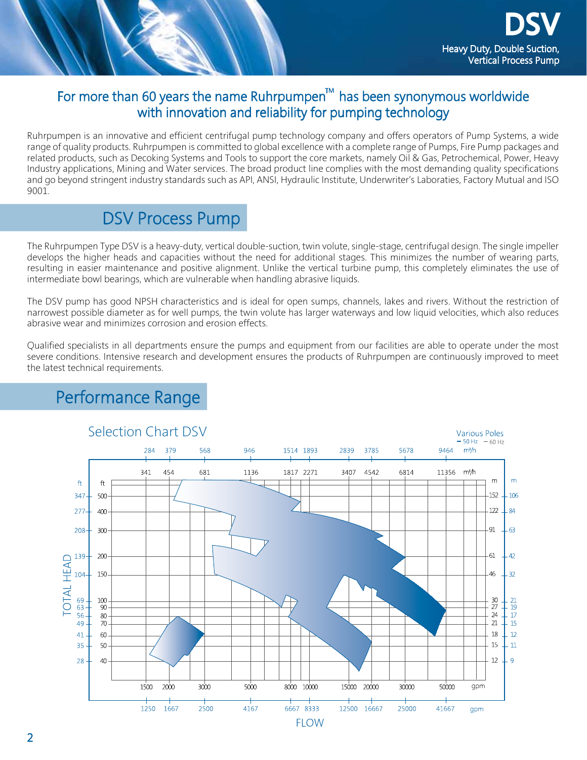# DSV

Heavy Duty, Double Suction, Vertical Process Pump

## For more than 60 years the name Ruhrpumpen™ has been synonymous worldwide with innovation and reliability for pumping technology

Ruhrpumpen is an innovative and efficient centrifugal pump technology company and offers operators of Pump Systems, a wide range of quality products. Ruhrpumpen is committed to global excellence with a complete range of Pumps, Fire Pump packages and related products, such as Decoking Systems and Tools to support the core markets, namely Oil & Gas, Petrochemical, Power, Heavy Industry applications, Mining and Water services. The broad product line complies with the most demanding quality specifications and go beyond stringent industry standards such as API, ANSI, Hydraulic Institute, Underwriter's Laboraties, Factory Mutual and ISO 9001.

## DSV Process Pump

The Ruhrpumpen Type DSV is a heavy-duty, vertical double-suction, twin volute, single-stage, centrifugal design. The single impeller develops the higher heads and capacities without the need for additional stages. This minimizes the number of wearing parts, resulting in easier maintenance and positive alignment. Unlike the vertical turbine pump, this completely eliminates the use of intermediate bowl bearings, which are vulnerable when handling abrasive liquids.

The DSV pump has good NPSH characteristics and is ideal for open sumps, channels, lakes and rivers. Without the restriction of narrowest possible diameter as for well pumps, the twin volute has larger waterways and low liquid velocities, which also reduces abrasive wear and minimizes corrosion and erosion effects.

Qualified specialists in all departments ensure the pumps and equipment from our facilities are able to operate under the most severe conditions. Intensive research and development ensures the products of Ruhrpumpen are continuously improved to meet the latest technical requirements.

## Performance Range

### Selection Chart DSV

Various Poles — 50 Hz — 60 Hz

50 Hz flow (m³/h): 284, 379, 568, 946, 1514, 1893, 2839, 3785, 5678, 9464

60 Hz flow (m³/h): 341, 454, 681, 1136, 1817, 2271, 3407, 4542, 6814, 11356

60 Hz flow (gpm): 1500, 2000, 3000, 5000, 8000, 10000, 15000, 20000, 30000, 50000

50 Hz flow (gpm): 1250, 1667, 2500, 4167, 6667, 8333, 12500, 16667, 25000, 41667

TOTAL HEAD — 60 Hz (ft): 40, 50, 60, 70, 80, 90, 100, 150, 200, 300, 400, 500; (m): 12, 15, 18, 21, 24, 27, 30, 46, 61, 91, 122, 152

TOTAL HEAD — 50 Hz (ft): 28, 35, 41, 49, 56, 63, 69, 104, 139, 208, 277, 347; (m): 9, 11, 12, 15, 17, 19, 21, 32, 42, 63, 84, 106

FLOW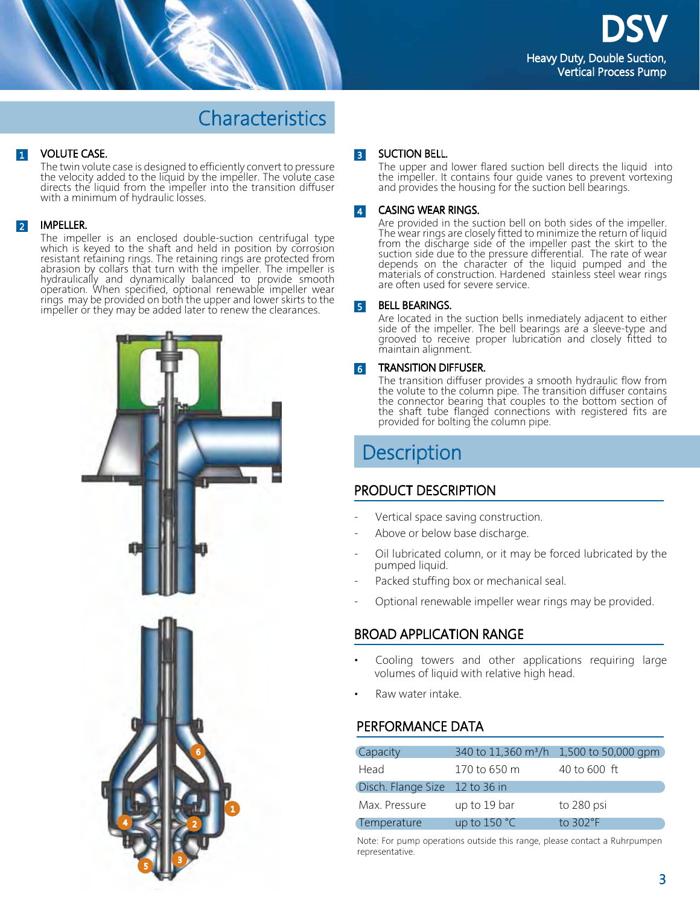# DSV

Heavy Duty, Double Suction, Vertical Process Pump

## Characteristics

**1 VOLUTE CASE.**
The twin volute case is designed to efficiently convert to pressure the velocity added to the liquid by the impeller. The volute case directs the liquid from the impeller into the transition diffuser with a minimum of hydraulic losses.

**2 IMPELLER.**
The impeller is an enclosed double-suction centrifugal type which is keyed to the shaft and held in position by corrosion resistant retaining rings. The retaining rings are protected from abrasion by collars that turn with the impeller. The impeller is hydraulically and dynamically balanced to provide smooth operation. When specified, optional renewable impeller wear rings may be provided on both the upper and lower skirts to the impeller or they may be added later to renew the clearances.

**3 SUCTION BELL.**
The upper and lower flared suction bell directs the liquid into the impeller. It contains four guide vanes to prevent vortexing and provides the housing for the suction bell bearings.

**4 CASING WEAR RINGS.**
Are provided in the suction bell on both sides of the impeller. The wear rings are closely fitted to minimize the return of liquid from the discharge side of the impeller past the skirt to the suction side due to the pressure differential. The rate of wear depends on the character of the liquid pumped and the materials of construction. Hardened stainless steel wear rings are often used for severe service.

**5 BELL BEARINGS.**
Are located in the suction bells inmediately adjacent to either side of the impeller. The bell bearings are a sleeve-type and grooved to receive proper lubrication and closely fitted to maintain alignment.

**6 TRANSITION DIFFUSER.**
The transition diffuser provides a smooth hydraulic flow from the volute to the column pipe. The transition diffuser contains the connector bearing that couples to the bottom section of the shaft tube flanged connections with registered fits are provided for bolting the column pipe.

## Description

### PRODUCT DESCRIPTION

- Vertical space saving construction.
- Above or below base discharge.
- Oil lubricated column, or it may be forced lubricated by the pumped liquid.
- Packed stuffing box or mechanical seal.
- Optional renewable impeller wear rings may be provided.

### BROAD APPLICATION RANGE

- Cooling towers and other applications requiring large volumes of liquid with relative high head.
- Raw water intake.

### PERFORMANCE DATA

| | | |
|---|---|---|
| Capacity | 340 to 11,360 m³/h | 1,500 to 50,000 gpm |
| Head | 170 to 650 m | 40 to 600 ft |
| Disch. Flange Size | 12 to 36 in | |
| Max. Pressure | up to 19 bar | to 280 psi |
| Temperature | up to 150 °C | to 302°F |

Note: For pump operations outside this range, please contact a Ruhrpumpen representative.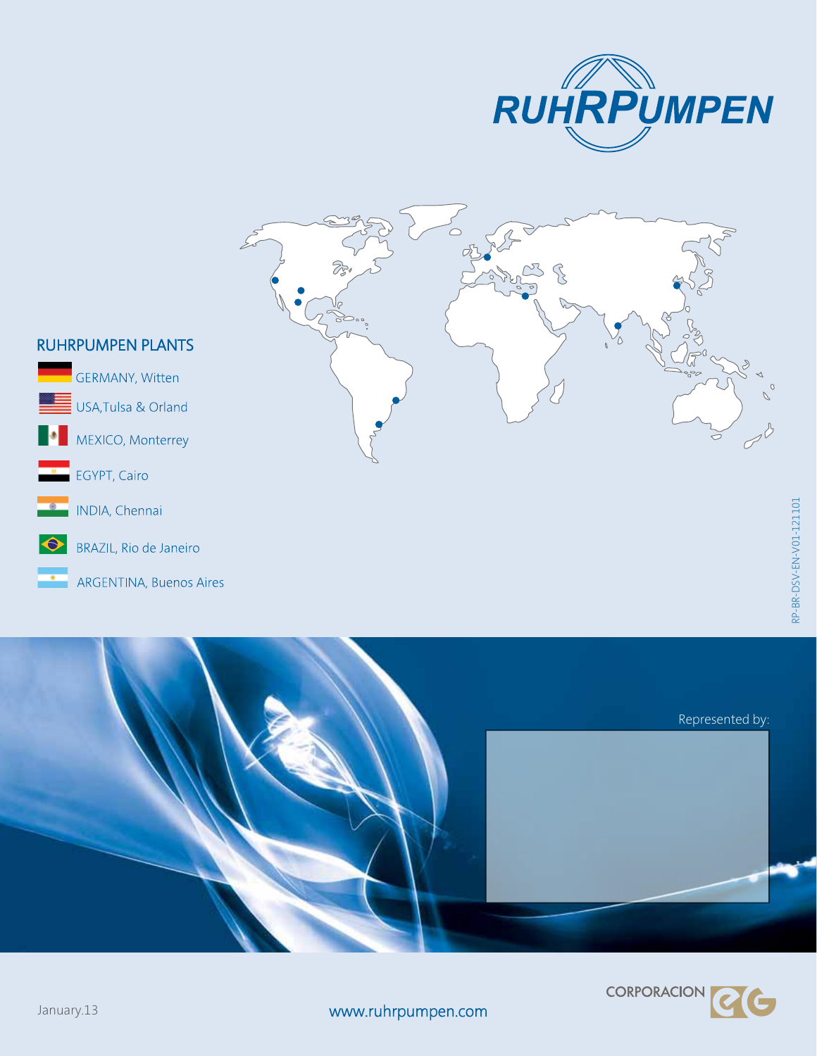RUHRPUMPEN

## RUHRPUMPEN PLANTS

- GERMANY, Witten
- USA,Tulsa & Orland
- MEXICO, Monterrey
- EGYPT, Cairo
- INDIA, Chennai
- BRAZIL, Rio de Janeiro
- ARGENTINA, Buenos Aires

RP-BR-DSV-EN-V01-121101

Represented by:

January.13

www.ruhrpumpen.com

CORPORACION EG